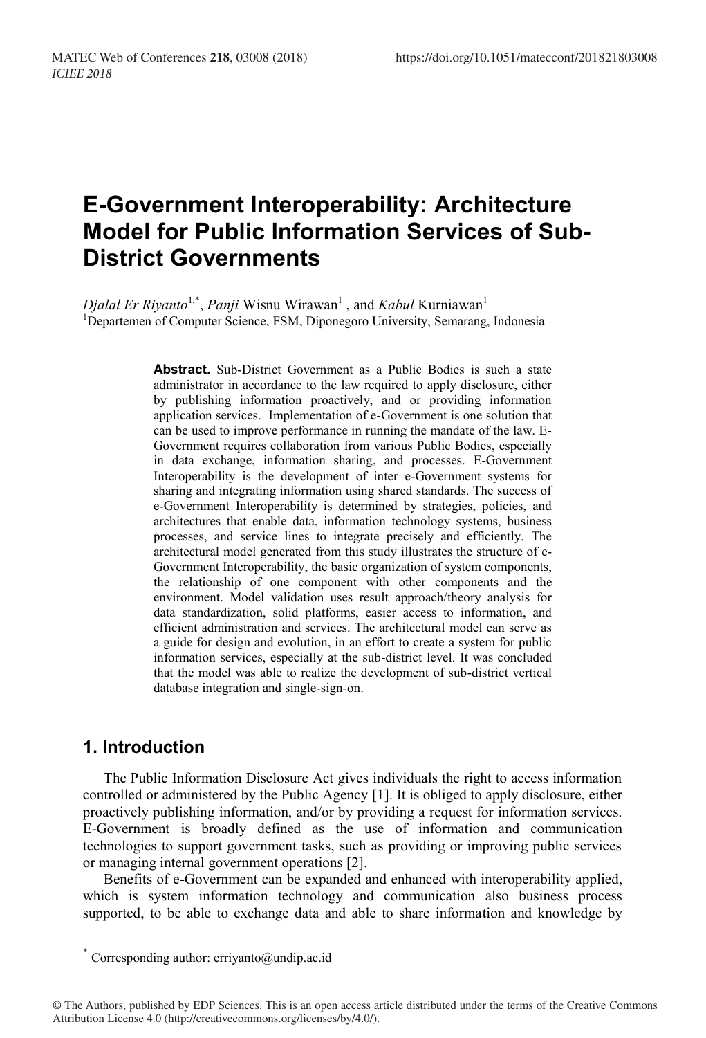# E-Government Interoperability: Architecture Model for Public Information Services of Sub-District Governments

*Djalal Er Riyanto*[1,*], *Panji* Wisnu Wirawan[1] , and *Kabul* Kurniawan[1]

[1]Departemen of Computer Science, FSM, Diponegoro University, Semarang, Indonesia

**Abstract.** Sub-District Government as a Public Bodies is such a state administrator in accordance to the law required to apply disclosure, either by publishing information proactively, and or providing information application services. Implementation of e-Government is one solution that can be used to improve performance in running the mandate of the law. E-Government requires collaboration from various Public Bodies, especially in data exchange, information sharing, and processes. E-Government Interoperability is the development of inter e-Government systems for sharing and integrating information using shared standards. The success of e-Government Interoperability is determined by strategies, policies, and architectures that enable data, information technology systems, business processes, and service lines to integrate precisely and efficiently. The architectural model generated from this study illustrates the structure of e-Government Interoperability, the basic organization of system components, the relationship of one component with other components and the environment. Model validation uses result approach/theory analysis for data standardization, solid platforms, easier access to information, and efficient administration and services. The architectural model can serve as a guide for design and evolution, in an effort to create a system for public information services, especially at the sub-district level. It was concluded that the model was able to realize the development of sub-district vertical database integration and single-sign-on.

## 1. Introduction

The Public Information Disclosure Act gives individuals the right to access information controlled or administered by the Public Agency [1]. It is obliged to apply disclosure, either proactively publishing information, and/or by providing a request for information services. E-Government is broadly defined as the use of information and communication technologies to support government tasks, such as providing or improving public services or managing internal government operations [2].

Benefits of e-Government can be expanded and enhanced with interoperability applied, which is system information technology and communication also business process supported, to be able to exchange data and able to share information and knowledge by

---

* Corresponding author: erriyanto@undip.ac.id

© The Authors, published by EDP Sciences. This is an open access article distributed under the terms of the Creative Commons Attribution License 4.0 (http://creativecommons.org/licenses/by/4.0/).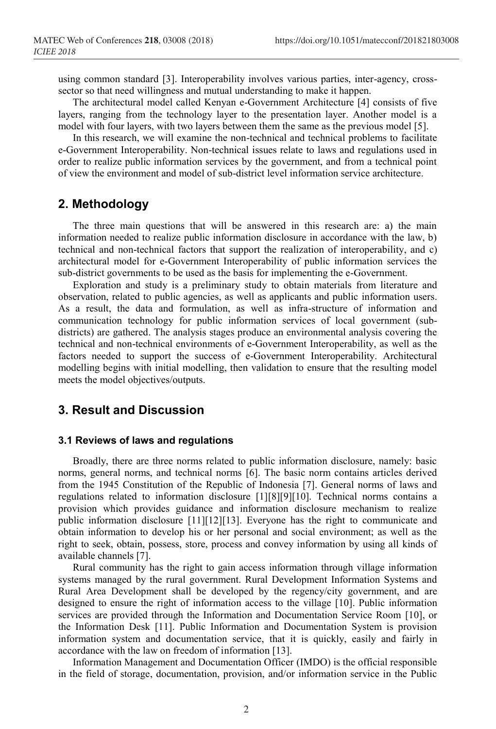using common standard [3]. Interoperability involves various parties, inter-agency, cross-sector so that need willingness and mutual understanding to make it happen.

The architectural model called Kenyan e-Government Architecture [4] consists of five layers, ranging from the technology layer to the presentation layer. Another model is a model with four layers, with two layers between them the same as the previous model [5].

In this research, we will examine the non-technical and technical problems to facilitate e-Government Interoperability. Non-technical issues relate to laws and regulations used in order to realize public information services by the government, and from a technical point of view the environment and model of sub-district level information service architecture.

## 2. Methodology

The three main questions that will be answered in this research are: a) the main information needed to realize public information disclosure in accordance with the law, b) technical and non-technical factors that support the realization of interoperability, and c) architectural model for e-Government Interoperability of public information services the sub-district governments to be used as the basis for implementing the e-Government.

Exploration and study is a preliminary study to obtain materials from literature and observation, related to public agencies, as well as applicants and public information users. As a result, the data and formulation, as well as infra-structure of information and communication technology for public information services of local government (sub-districts) are gathered. The analysis stages produce an environmental analysis covering the technical and non-technical environments of e-Government Interoperability, as well as the factors needed to support the success of e-Government Interoperability. Architectural modelling begins with initial modelling, then validation to ensure that the resulting model meets the model objectives/outputs.

## 3. Result and Discussion

### 3.1 Reviews of laws and regulations

Broadly, there are three norms related to public information disclosure, namely: basic norms, general norms, and technical norms [6]. The basic norm contains articles derived from the 1945 Constitution of the Republic of Indonesia [7]. General norms of laws and regulations related to information disclosure [1][8][9][10]. Technical norms contains a provision which provides guidance and information disclosure mechanism to realize public information disclosure [11][12][13]. Everyone has the right to communicate and obtain information to develop his or her personal and social environment; as well as the right to seek, obtain, possess, store, process and convey information by using all kinds of available channels [7].

Rural community has the right to gain access information through village information systems managed by the rural government. Rural Development Information Systems and Rural Area Development shall be developed by the regency/city government, and are designed to ensure the right of information access to the village [10]. Public information services are provided through the Information and Documentation Service Room [10], or the Information Desk [11]. Public Information and Documentation System is provision information system and documentation service, that it is quickly, easily and fairly in accordance with the law on freedom of information [13].

Information Management and Documentation Officer (IMDO) is the official responsible in the field of storage, documentation, provision, and/or information service in the Public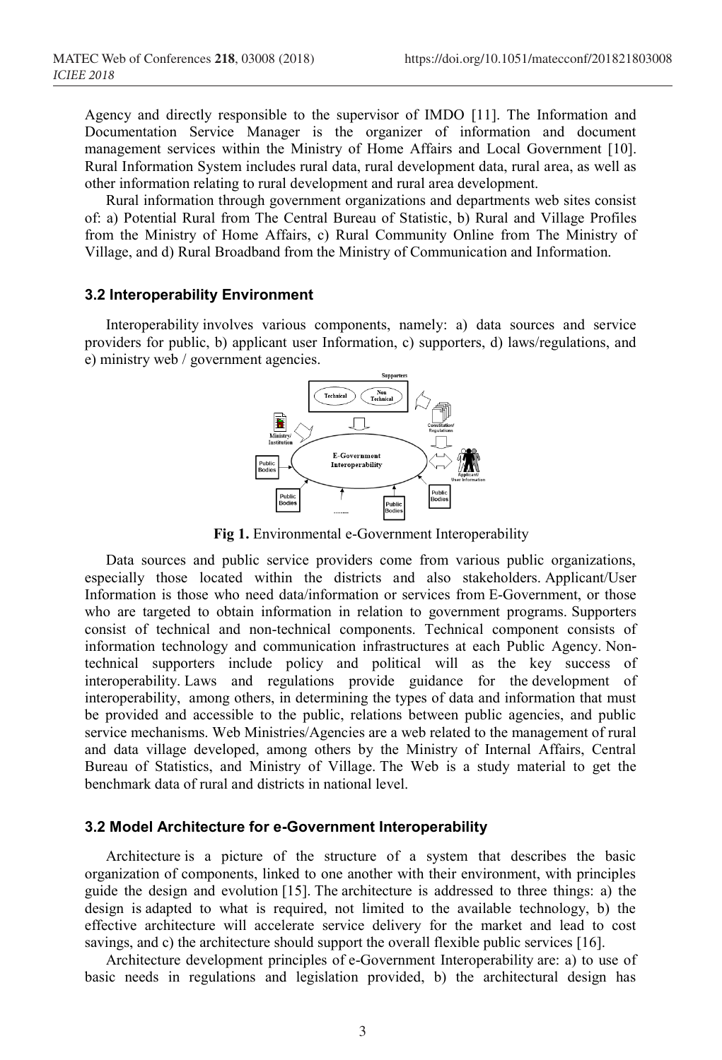Agency and directly responsible to the supervisor of IMDO [11]. The Information and Documentation Service Manager is the organizer of information and document management services within the Ministry of Home Affairs and Local Government [10]. Rural Information System includes rural data, rural development data, rural area, as well as other information relating to rural development and rural area development.

Rural information through government organizations and departments web sites consist of: a) Potential Rural from The Central Bureau of Statistic, b) Rural and Village Profiles from the Ministry of Home Affairs, c) Rural Community Online from The Ministry of Village, and d) Rural Broadband from the Ministry of Communication and Information.

### 3.2 Interoperability Environment

Interoperability involves various components, namely: a) data sources and service providers for public, b) applicant user Information, c) supporters, d) laws/regulations, and e) ministry web / government agencies.

Supporters
Technical
Non Technical
Constitution/ Regulations
Ministry/ Institution
E-Government Interoperability
Public Bodies
Applicant/ User Information
Public Bodies
Public Bodies
Public Bodies
.........

**Fig 1.** Environmental e-Government Interoperability

Data sources and public service providers come from various public organizations, especially those located within the districts and also stakeholders. Applicant/User Information is those who need data/information or services from E-Government, or those who are targeted to obtain information in relation to government programs. Supporters consist of technical and non-technical components. Technical component consists of information technology and communication infrastructures at each Public Agency. Non-technical supporters include policy and political will as the key success of interoperability. Laws and regulations provide guidance for the development of interoperability, among others, in determining the types of data and information that must be provided and accessible to the public, relations between public agencies, and public service mechanisms. Web Ministries/Agencies are a web related to the management of rural and data village developed, among others by the Ministry of Internal Affairs, Central Bureau of Statistics, and Ministry of Village. The Web is a study material to get the benchmark data of rural and districts in national level.

### 3.2 Model Architecture for e-Government Interoperability

Architecture is a picture of the structure of a system that describes the basic organization of components, linked to one another with their environment, with principles guide the design and evolution [15]. The architecture is addressed to three things: a) the design is adapted to what is required, not limited to the available technology, b) the effective architecture will accelerate service delivery for the market and lead to cost savings, and c) the architecture should support the overall flexible public services [16].

Architecture development principles of e-Government Interoperability are: a) to use of basic needs in regulations and legislation provided, b) the architectural design has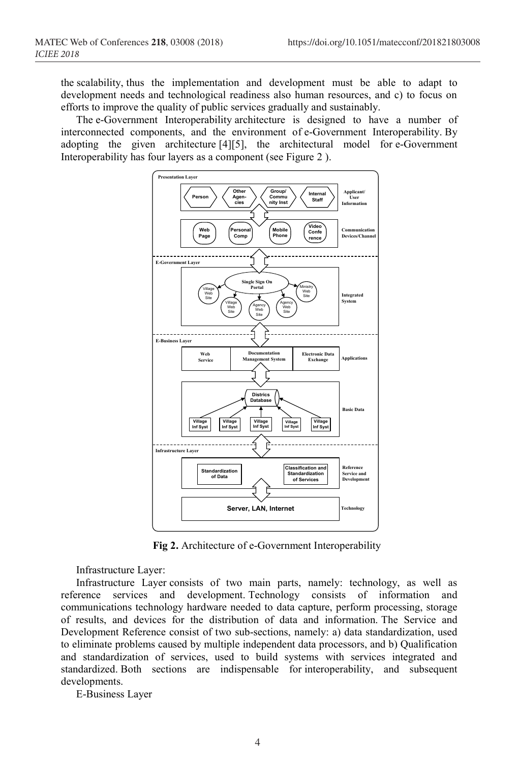the scalability, thus the implementation and development must be able to adapt to development needs and technological readiness also human resources, and c) to focus on efforts to improve the quality of public services gradually and sustainably.

The e-Government Interoperability architecture is designed to have a number of interconnected components, and the environment of e-Government Interoperability. By adopting the given architecture [4][5], the architectural model for e-Government Interoperability has four layers as a component (see Figure 2 ).

**Fig 2.** Architecture of e-Government Interoperability

Infrastructure Layer:

Infrastructure Layer consists of two main parts, namely: technology, as well as reference services and development. Technology consists of information and communications technology hardware needed to data capture, perform processing, storage of results, and devices for the distribution of data and information. The Service and Development Reference consist of two sub-sections, namely: a) data standardization, used to eliminate problems caused by multiple independent data processors, and b) Qualification and standardization of services, used to build systems with services integrated and standardized. Both sections are indispensable for interoperability, and subsequent developments.

E-Business Layer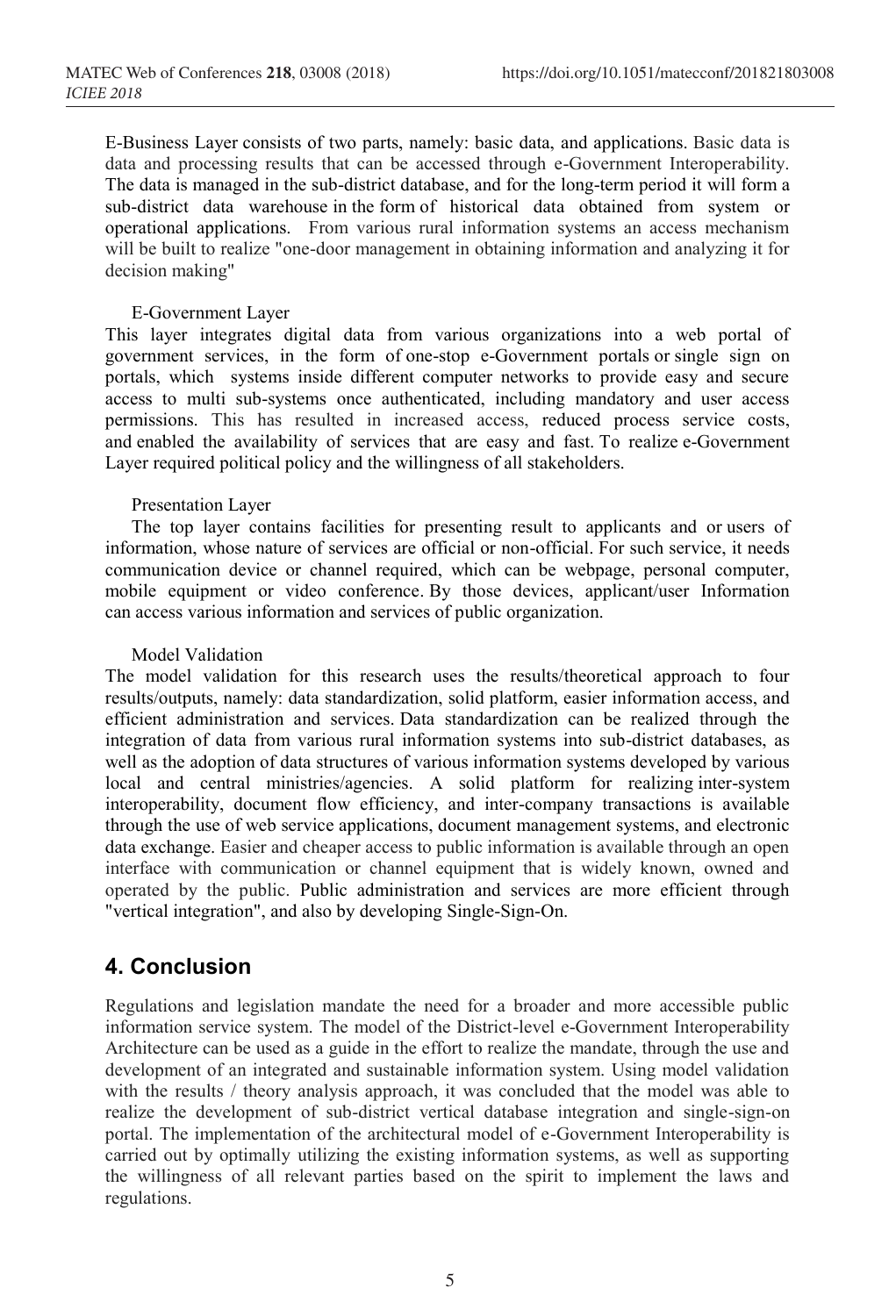E-Business Layer consists of two parts, namely: basic data, and applications. Basic data is data and processing results that can be accessed through e-Government Interoperability. The data is managed in the sub-district database, and for the long-term period it will form a sub-district data warehouse in the form of historical data obtained from system or operational applications. From various rural information systems an access mechanism will be built to realize "one-door management in obtaining information and analyzing it for decision making"

E-Government Layer

This layer integrates digital data from various organizations into a web portal of government services, in the form of one-stop e-Government portals or single sign on portals, which systems inside different computer networks to provide easy and secure access to multi sub-systems once authenticated, including mandatory and user access permissions. This has resulted in increased access, reduced process service costs, and enabled the availability of services that are easy and fast. To realize e-Government Layer required political policy and the willingness of all stakeholders.

Presentation Layer

The top layer contains facilities for presenting result to applicants and or users of information, whose nature of services are official or non-official. For such service, it needs communication device or channel required, which can be webpage, personal computer, mobile equipment or video conference. By those devices, applicant/user Information can access various information and services of public organization.

Model Validation

The model validation for this research uses the results/theoretical approach to four results/outputs, namely: data standardization, solid platform, easier information access, and efficient administration and services. Data standardization can be realized through the integration of data from various rural information systems into sub-district databases, as well as the adoption of data structures of various information systems developed by various local and central ministries/agencies. A solid platform for realizing inter-system interoperability, document flow efficiency, and inter-company transactions is available through the use of web service applications, document management systems, and electronic data exchange. Easier and cheaper access to public information is available through an open interface with communication or channel equipment that is widely known, owned and operated by the public. Public administration and services are more efficient through "vertical integration", and also by developing Single-Sign-On.

## 4. Conclusion

Regulations and legislation mandate the need for a broader and more accessible public information service system. The model of the District-level e-Government Interoperability Architecture can be used as a guide in the effort to realize the mandate, through the use and development of an integrated and sustainable information system. Using model validation with the results / theory analysis approach, it was concluded that the model was able to realize the development of sub-district vertical database integration and single-sign-on portal. The implementation of the architectural model of e-Government Interoperability is carried out by optimally utilizing the existing information systems, as well as supporting the willingness of all relevant parties based on the spirit to implement the laws and regulations.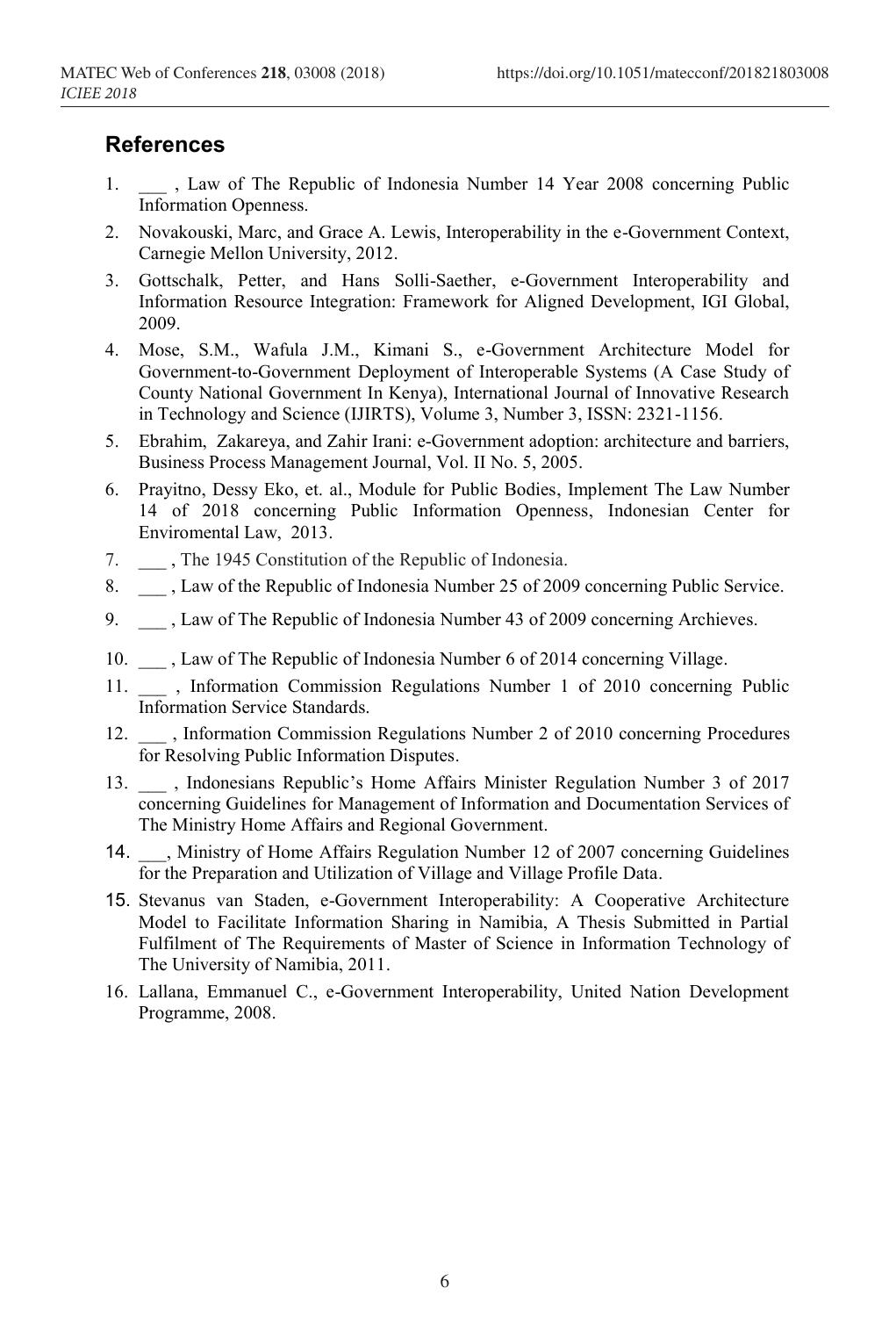## References

1. ___ , Law of The Republic of Indonesia Number 14 Year 2008 concerning Public Information Openness.
2. Novakouski, Marc, and Grace A. Lewis, Interoperability in the e-Government Context, Carnegie Mellon University, 2012.
3. Gottschalk, Petter, and Hans Solli-Saether, e-Government Interoperability and Information Resource Integration: Framework for Aligned Development, IGI Global, 2009.
4. Mose, S.M., Wafula J.M., Kimani S., e-Government Architecture Model for Government-to-Government Deployment of Interoperable Systems (A Case Study of County National Government In Kenya), International Journal of Innovative Research in Technology and Science (IJIRTS), Volume 3, Number 3, ISSN: 2321-1156.
5. Ebrahim, Zakareya, and Zahir Irani: e-Government adoption: architecture and barriers, Business Process Management Journal, Vol. II No. 5, 2005.
6. Prayitno, Dessy Eko, et. al., Module for Public Bodies, Implement The Law Number 14 of 2018 concerning Public Information Openness, Indonesian Center for Enviromental Law, 2013.
7. ___ , The 1945 Constitution of the Republic of Indonesia.
8. ___ , Law of the Republic of Indonesia Number 25 of 2009 concerning Public Service.
9. ___ , Law of The Republic of Indonesia Number 43 of 2009 concerning Archieves.
10. ___ , Law of The Republic of Indonesia Number 6 of 2014 concerning Village.
11. ___ , Information Commission Regulations Number 1 of 2010 concerning Public Information Service Standards.
12. ___ , Information Commission Regulations Number 2 of 2010 concerning Procedures for Resolving Public Information Disputes.
13. ___ , Indonesians Republic's Home Affairs Minister Regulation Number 3 of 2017 concerning Guidelines for Management of Information and Documentation Services of The Ministry Home Affairs and Regional Government.
14. ___, Ministry of Home Affairs Regulation Number 12 of 2007 concerning Guidelines for the Preparation and Utilization of Village and Village Profile Data.
15. Stevanus van Staden, e-Government Interoperability: A Cooperative Architecture Model to Facilitate Information Sharing in Namibia, A Thesis Submitted in Partial Fulfilment of The Requirements of Master of Science in Information Technology of The University of Namibia, 2011.
16. Lallana, Emmanuel C., e-Government Interoperability, United Nation Development Programme, 2008.